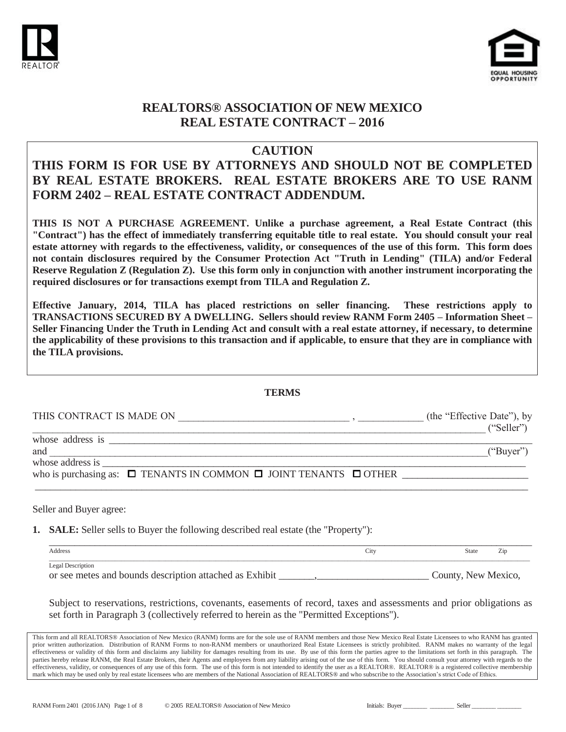# REALTORS® ASSOCIATION OF NEW MEXICO
# REAL ESTATE CONTRACT – 2016

## CAUTION

**THIS FORM IS FOR USE BY ATTORNEYS AND SHOULD NOT BE COMPLETED BY REAL ESTATE BROKERS. REAL ESTATE BROKERS ARE TO USE RANM FORM 2402 – REAL ESTATE CONTRACT ADDENDUM.**

**THIS IS NOT A PURCHASE AGREEMENT. Unlike a purchase agreement, a Real Estate Contract (this "Contract") has the effect of immediately transferring equitable title to real estate. You should consult your real estate attorney with regards to the effectiveness, validity, or consequences of the use of this form. This form does not contain disclosures required by the Consumer Protection Act "Truth in Lending" (TILA) and/or Federal Reserve Regulation Z (Regulation Z). Use this form only in conjunction with another instrument incorporating the required disclosures or for transactions exempt from TILA and Regulation Z.**

**Effective January, 2014, TILA has placed restrictions on seller financing. These restrictions apply to TRANSACTIONS SECURED BY A DWELLING. Sellers should review RANM Form 2405 – Information Sheet – Seller Financing Under the Truth in Lending Act and consult with a real estate attorney, if necessary, to determine the applicability of these provisions to this transaction and if applicable, to ensure that they are in compliance with the TILA provisions.**

**TERMS**

THIS CONTRACT IS MADE ON _________________________________ , ____________ (the "Effective Date"), by _________________________________________________________________________________ ("Seller")
whose address is _________________________________________________________________________________
and _________________________________________________________________________________("Buyer")
whose address is _________________________________________________________________________________
who is purchasing as: ☐ TENANTS IN COMMON ☐ JOINT TENANTS ☐ OTHER ________________________
_________________________________________________________________________________

Seller and Buyer agree:

1. **SALE:** Seller sells to Buyer the following described real estate (the "Property"):

   _________________________________________________________________________________
   Address City State Zip
   _________________________________________________________________________________
   Legal Description
   or see metes and bounds description attached as Exhibit _______,_____________________ County, New Mexico,

   Subject to reservations, restrictions, covenants, easements of record, taxes and assessments and prior obligations as set forth in Paragraph 3 (collectively referred to herein as the "Permitted Exceptions").

This form and all REALTORS® Association of New Mexico (RANM) forms are for the sole use of RANM members and those New Mexico Real Estate Licensees to who RANM has granted prior written authorization. Distribution of RANM Forms to non-RANM members or unauthorized Real Estate Licensees is strictly prohibited. RANM makes no warranty of the legal effectiveness or validity of this form and disclaims any liability for damages resulting from its use. By use of this form the parties agree to the limitations set forth in this paragraph. The parties hereby release RANM, the Real Estate Brokers, their Agents and employees from any liability arising out of the use of this form. You should consult your attorney with regards to the effectiveness, validity, or consequences of any use of this form. The use of this form is not intended to identify the user as a REALTOR®. REALTOR® is a registered collective membership mark which may be used only by real estate licensees who are members of the National Association of REALTORS® and who subscribe to the Association's strict Code of Ethics.

RANM Form 2401 (2016 JAN) © 2005 REALTORS® Association of New Mexico Initials: Buyer ________ ________ Seller ________ ________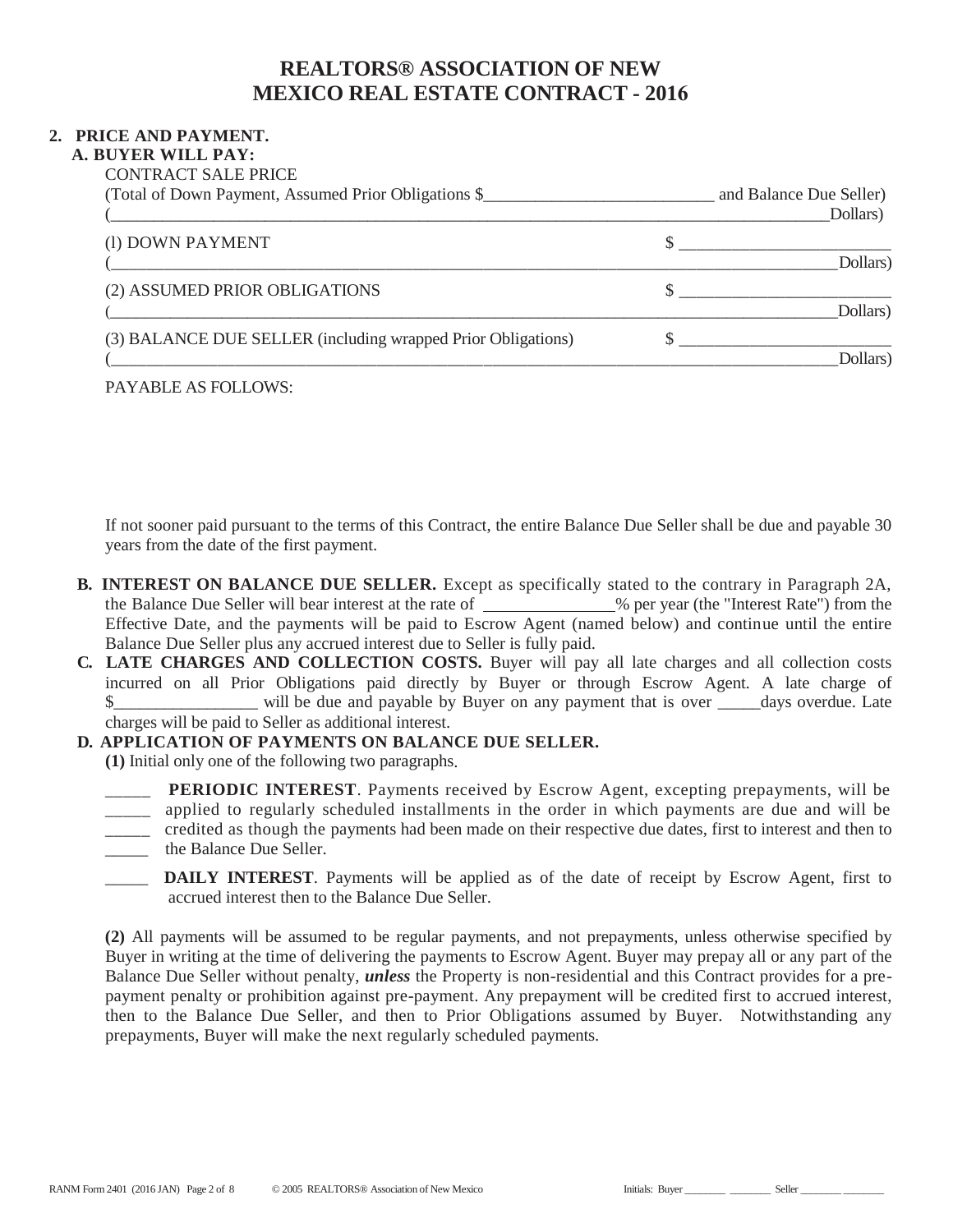# REALTORS® ASSOCIATION OF NEW MEXICO REAL ESTATE CONTRACT - 2016

## 2. PRICE AND PAYMENT.

**A. BUYER WILL PAY:**

CONTRACT SALE PRICE
(Total of Down Payment, Assumed Prior Obligations $__________________________ and Balance Due Seller)
(_____________________________________________________________________________________Dollars)

(l) DOWN PAYMENT $ ________________________
(_____________________________________________________________________________________Dollars)

(2) ASSUMED PRIOR OBLIGATIONS $ ________________________
(_____________________________________________________________________________________Dollars)

(3) BALANCE DUE SELLER (including wrapped Prior Obligations) $ ________________________
(_____________________________________________________________________________________Dollars)

PAYABLE AS FOLLOWS:

If not sooner paid pursuant to the terms of this Contract, the entire Balance Due Seller shall be due and payable 30 years from the date of the first payment.

**B. INTEREST ON BALANCE DUE SELLER.** Except as specifically stated to the contrary in Paragraph 2A, the Balance Due Seller will bear interest at the rate of _______________% per year (the "Interest Rate") from the Effective Date, and the payments will be paid to Escrow Agent (named below) and continue until the entire Balance Due Seller plus any accrued interest due to Seller is fully paid.

**C. LATE CHARGES AND COLLECTION COSTS.** Buyer will pay all late charges and all collection costs incurred on all Prior Obligations paid directly by Buyer or through Escrow Agent. A late charge of $________________ will be due and payable by Buyer on any payment that is over _____days overdue. Late charges will be paid to Seller as additional interest.

**D. APPLICATION OF PAYMENTS ON BALANCE DUE SELLER.**

**(1)** Initial only one of the following two paragraphs.

_____ _____ _____ _____ **PERIODIC INTEREST**. Payments received by Escrow Agent, excepting prepayments, will be applied to regularly scheduled installments in the order in which payments are due and will be credited as though the payments had been made on their respective due dates, first to interest and then to the Balance Due Seller.

_____ **DAILY INTEREST**. Payments will be applied as of the date of receipt by Escrow Agent, first to accrued interest then to the Balance Due Seller.

**(2)** All payments will be assumed to be regular payments, and not prepayments, unless otherwise specified by Buyer in writing at the time of delivering the payments to Escrow Agent. Buyer may prepay all or any part of the Balance Due Seller without penalty, ***unless*** the Property is non-residential and this Contract provides for a pre-payment penalty or prohibition against pre-payment. Any prepayment will be credited first to accrued interest, then to the Balance Due Seller, and then to Prior Obligations assumed by Buyer. Notwithstanding any prepayments, Buyer will make the next regularly scheduled payments.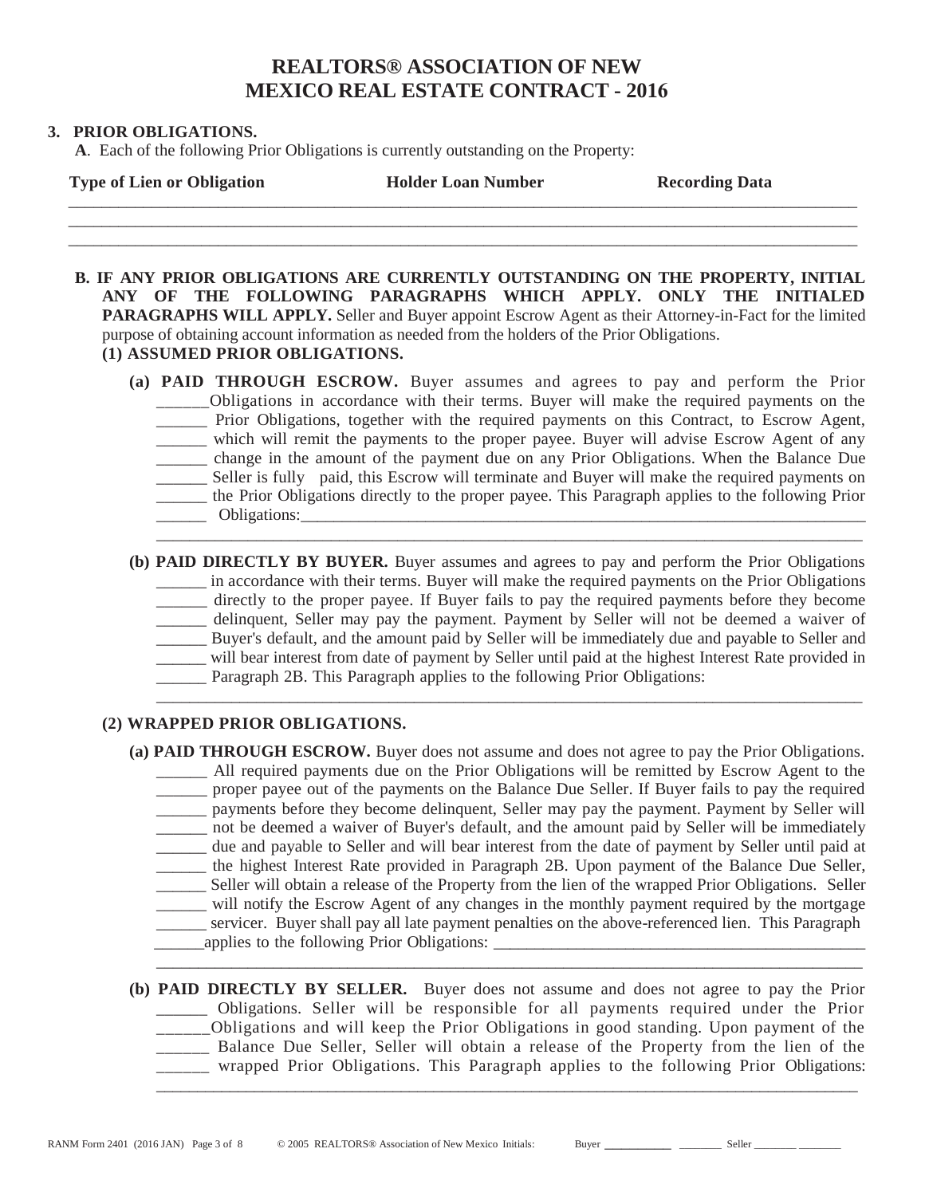# REALTORS® ASSOCIATION OF NEW MEXICO REAL ESTATE CONTRACT - 2016

**3. PRIOR OBLIGATIONS.**

**A**. Each of the following Prior Obligations is currently outstanding on the Property:

| Type of Lien or Obligation | Holder Loan Number | Recording Data |
|---|---|---|
| | | |
| | | |
| | | |

**B. IF ANY PRIOR OBLIGATIONS ARE CURRENTLY OUTSTANDING ON THE PROPERTY, INITIAL ANY OF THE FOLLOWING PARAGRAPHS WHICH APPLY. ONLY THE INITIALED PARAGRAPHS WILL APPLY.** Seller and Buyer appoint Escrow Agent as their Attorney-in-Fact for the limited purpose of obtaining account information as needed from the holders of the Prior Obligations.

**(1) ASSUMED PRIOR OBLIGATIONS.**

**(a) PAID THROUGH ESCROW.** Buyer assumes and agrees to pay and perform the Prior Obligations in accordance with their terms. Buyer will make the required payments on the Prior Obligations, together with the required payments on this Contract, to Escrow Agent, which will remit the payments to the proper payee. Buyer will advise Escrow Agent of any change in the amount of the payment due on any Prior Obligations. When the Balance Due Seller is fully paid, this Escrow will terminate and Buyer will make the required payments on the Prior Obligations directly to the proper payee. This Paragraph applies to the following Prior Obligations:______________________________________________________________________

______ ______ ______ ______ ______ ______ ______

**(b) PAID DIRECTLY BY BUYER.** Buyer assumes and agrees to pay and perform the Prior Obligations in accordance with their terms. Buyer will make the required payments on the Prior Obligations directly to the proper payee. If Buyer fails to pay the required payments before they become delinquent, Seller may pay the payment. Payment by Seller will not be deemed a waiver of Buyer's default, and the amount paid by Seller will be immediately due and payable to Seller and will bear interest from date of payment by Seller until paid at the highest Interest Rate provided in Paragraph 2B. This Paragraph applies to the following Prior Obligations:
______________________________________________________________________

______ ______ ______ ______ ______ ______ ______

**(2) WRAPPED PRIOR OBLIGATIONS.**

**(a) PAID THROUGH ESCROW.** Buyer does not assume and does not agree to pay the Prior Obligations. All required payments due on the Prior Obligations will be remitted by Escrow Agent to the proper payee out of the payments on the Balance Due Seller. If Buyer fails to pay the required payments before they become delinquent, Seller may pay the payment. Payment by Seller will not be deemed a waiver of Buyer's default, and the amount paid by Seller will be immediately due and payable to Seller and will bear interest from the date of payment by Seller until paid at the highest Interest Rate provided in Paragraph 2B. Upon payment of the Balance Due Seller, Seller will obtain a release of the Property from the lien of the wrapped Prior Obligations. Seller will notify the Escrow Agent of any changes in the monthly payment required by the mortgage servicer. Buyer shall pay all late payment penalties on the above-referenced lien. This Paragraph applies to the following Prior Obligations: ______________________________________________________________________

______ ______ ______ ______ ______ ______ ______ ______ ______ ______

**(b) PAID DIRECTLY BY SELLER.** Buyer does not assume and does not agree to pay the Prior Obligations. Seller will be responsible for all payments required under the Prior Obligations and will keep the Prior Obligations in good standing. Upon payment of the Balance Due Seller, Seller will obtain a release of the Property from the lien of the wrapped Prior Obligations. This Paragraph applies to the following Prior Obligations:
______________________________________________________________________

______ ______ ______ ______

RANM Form 2401 (2016 JAN) © 2005 REALTORS® Association of New Mexico Initials: Buyer ________ ________ Seller ________ ________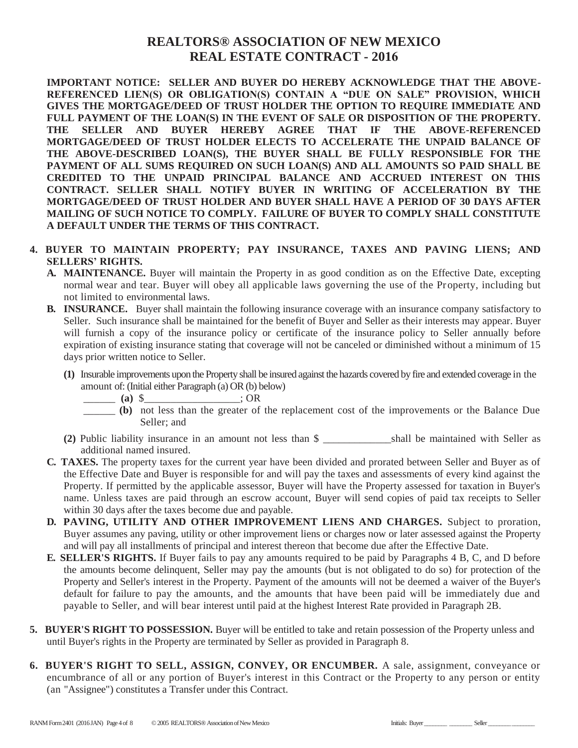# REALTORS® ASSOCIATION OF NEW MEXICO
# REAL ESTATE CONTRACT - 2016

**IMPORTANT NOTICE: SELLER AND BUYER DO HEREBY ACKNOWLEDGE THAT THE ABOVE-REFERENCED LIEN(S) OR OBLIGATION(S) CONTAIN A "DUE ON SALE" PROVISION, WHICH GIVES THE MORTGAGE/DEED OF TRUST HOLDER THE OPTION TO REQUIRE IMMEDIATE AND FULL PAYMENT OF THE LOAN(S) IN THE EVENT OF SALE OR DISPOSITION OF THE PROPERTY. THE SELLER AND BUYER HEREBY AGREE THAT IF THE ABOVE-REFERENCED MORTGAGE/DEED OF TRUST HOLDER ELECTS TO ACCELERATE THE UNPAID BALANCE OF THE ABOVE-DESCRIBED LOAN(S), THE BUYER SHALL BE FULLY RESPONSIBLE FOR THE PAYMENT OF ALL SUMS REQUIRED ON SUCH LOAN(S) AND ALL AMOUNTS SO PAID SHALL BE CREDITED TO THE UNPAID PRINCIPAL BALANCE AND ACCRUED INTEREST ON THIS CONTRACT. SELLER SHALL NOTIFY BUYER IN WRITING OF ACCELERATION BY THE MORTGAGE/DEED OF TRUST HOLDER AND BUYER SHALL HAVE A PERIOD OF 30 DAYS AFTER MAILING OF SUCH NOTICE TO COMPLY. FAILURE OF BUYER TO COMPLY SHALL CONSTITUTE A DEFAULT UNDER THE TERMS OF THIS CONTRACT.**

**4. BUYER TO MAINTAIN PROPERTY; PAY INSURANCE, TAXES AND PAVING LIENS; AND SELLERS' RIGHTS.**

**A. MAINTENANCE.** Buyer will maintain the Property in as good condition as on the Effective Date, excepting normal wear and tear. Buyer will obey all applicable laws governing the use of the Property, including but not limited to environmental laws.

**B. INSURANCE.** Buyer shall maintain the following insurance coverage with an insurance company satisfactory to Seller. Such insurance shall be maintained for the benefit of Buyer and Seller as their interests may appear. Buyer will furnish a copy of the insurance policy or certificate of the insurance policy to Seller annually before expiration of existing insurance stating that coverage will not be canceled or diminished without a minimum of 15 days prior written notice to Seller.

**(1)** Insurable improvements upon the Property shall be insured against the hazards covered by fire and extended coverage in the amount of: (Initial either Paragraph (a) OR (b) below)

______ **(a)** $__________________; OR

______ **(b)** not less than the greater of the replacement cost of the improvements or the Balance Due Seller; and

**(2)** Public liability insurance in an amount not less than $ _____________shall be maintained with Seller as additional named insured.

**C. TAXES.** The property taxes for the current year have been divided and prorated between Seller and Buyer as of the Effective Date and Buyer is responsible for and will pay the taxes and assessments of every kind against the Property. If permitted by the applicable assessor, Buyer will have the Property assessed for taxation in Buyer's name. Unless taxes are paid through an escrow account, Buyer will send copies of paid tax receipts to Seller within 30 days after the taxes become due and payable.

**D. PAVING, UTILITY AND OTHER IMPROVEMENT LIENS AND CHARGES.** Subject to proration, Buyer assumes any paving, utility or other improvement liens or charges now or later assessed against the Property and will pay all installments of principal and interest thereon that become due after the Effective Date.

**E. SELLER'S RIGHTS.** If Buyer fails to pay any amounts required to be paid by Paragraphs 4 B, C, and D before the amounts become delinquent, Seller may pay the amounts (but is not obligated to do so) for protection of the Property and Seller's interest in the Property. Payment of the amounts will not be deemed a waiver of the Buyer's default for failure to pay the amounts, and the amounts that have been paid will be immediately due and payable to Seller, and will bear interest until paid at the highest Interest Rate provided in Paragraph 2B.

**5. BUYER'S RIGHT TO POSSESSION.** Buyer will be entitled to take and retain possession of the Property unless and until Buyer's rights in the Property are terminated by Seller as provided in Paragraph 8.

**6. BUYER'S RIGHT TO SELL, ASSIGN, CONVEY, OR ENCUMBER.** A sale, assignment, conveyance or encumbrance of all or any portion of Buyer's interest in this Contract or the Property to any person or entity (an "Assignee") constitutes a Transfer under this Contract.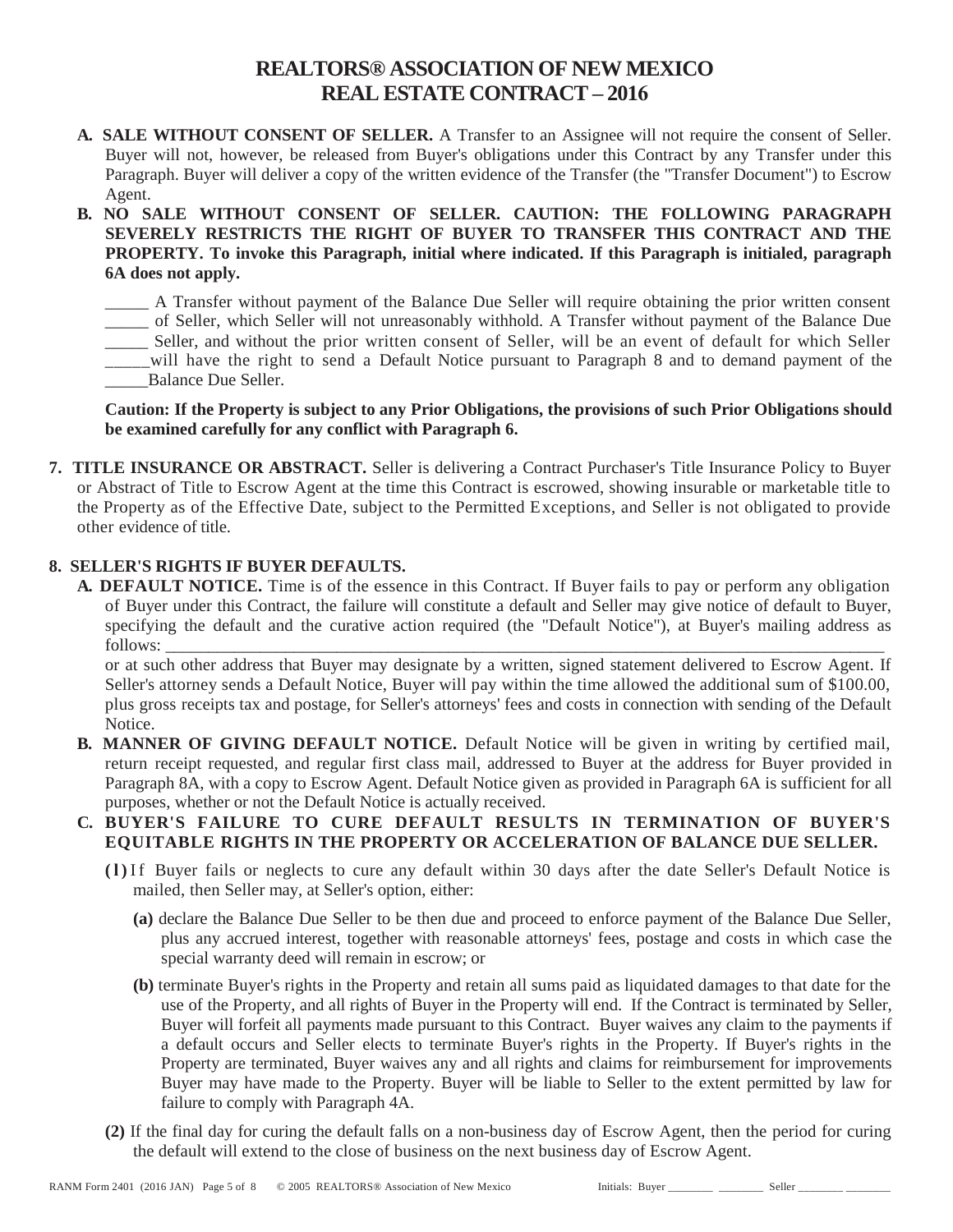# REALTORS® ASSOCIATION OF NEW MEXICO REAL ESTATE CONTRACT – 2016

**A. SALE WITHOUT CONSENT OF SELLER.** A Transfer to an Assignee will not require the consent of Seller. Buyer will not, however, be released from Buyer's obligations under this Contract by any Transfer under this Paragraph. Buyer will deliver a copy of the written evidence of the Transfer (the "Transfer Document") to Escrow Agent.

**B. NO SALE WITHOUT CONSENT OF SELLER. CAUTION: THE FOLLOWING PARAGRAPH SEVERELY RESTRICTS THE RIGHT OF BUYER TO TRANSFER THIS CONTRACT AND THE PROPERTY. To invoke this Paragraph, initial where indicated. If this Paragraph is initialed, paragraph 6A does not apply.**

_____ A Transfer without payment of the Balance Due Seller will require obtaining the prior written consent
_____ of Seller, which Seller will not unreasonably withhold. A Transfer without payment of the Balance Due
_____ Seller, and without the prior written consent of Seller, will be an event of default for which Seller
_____will have the right to send a Default Notice pursuant to Paragraph 8 and to demand payment of the
_____Balance Due Seller.

**Caution: If the Property is subject to any Prior Obligations, the provisions of such Prior Obligations should be examined carefully for any conflict with Paragraph 6.**

**7. TITLE INSURANCE OR ABSTRACT.** Seller is delivering a Contract Purchaser's Title Insurance Policy to Buyer or Abstract of Title to Escrow Agent at the time this Contract is escrowed, showing insurable or marketable title to the Property as of the Effective Date, subject to the Permitted Exceptions, and Seller is not obligated to provide other evidence of title.

**8. SELLER'S RIGHTS IF BUYER DEFAULTS.**

**A. DEFAULT NOTICE.** Time is of the essence in this Contract. If Buyer fails to pay or perform any obligation of Buyer under this Contract, the failure will constitute a default and Seller may give notice of default to Buyer, specifying the default and the curative action required (the "Default Notice"), at Buyer's mailing address as follows: ___________________________________________________________________________________
or at such other address that Buyer may designate by a written, signed statement delivered to Escrow Agent. If Seller's attorney sends a Default Notice, Buyer will pay within the time allowed the additional sum of $100.00, plus gross receipts tax and postage, for Seller's attorneys' fees and costs in connection with sending of the Default Notice.

**B. MANNER OF GIVING DEFAULT NOTICE.** Default Notice will be given in writing by certified mail, return receipt requested, and regular first class mail, addressed to Buyer at the address for Buyer provided in Paragraph 8A, with a copy to Escrow Agent. Default Notice given as provided in Paragraph 6A is sufficient for all purposes, whether or not the Default Notice is actually received.

**C. BUYER'S FAILURE TO CURE DEFAULT RESULTS IN TERMINATION OF BUYER'S EQUITABLE RIGHTS IN THE PROPERTY OR ACCELERATION OF BALANCE DUE SELLER.**

**(1)** If Buyer fails or neglects to cure any default within 30 days after the date Seller's Default Notice is mailed, then Seller may, at Seller's option, either:

**(a)** declare the Balance Due Seller to be then due and proceed to enforce payment of the Balance Due Seller, plus any accrued interest, together with reasonable attorneys' fees, postage and costs in which case the special warranty deed will remain in escrow; or

**(b)** terminate Buyer's rights in the Property and retain all sums paid as liquidated damages to that date for the use of the Property, and all rights of Buyer in the Property will end. If the Contract is terminated by Seller, Buyer will forfeit all payments made pursuant to this Contract. Buyer waives any claim to the payments if a default occurs and Seller elects to terminate Buyer's rights in the Property. If Buyer's rights in the Property are terminated, Buyer waives any and all rights and claims for reimbursement for improvements Buyer may have made to the Property. Buyer will be liable to Seller to the extent permitted by law for failure to comply with Paragraph 4A.

**(2)** If the final day for curing the default falls on a non-business day of Escrow Agent, then the period for curing the default will extend to the close of business on the next business day of Escrow Agent.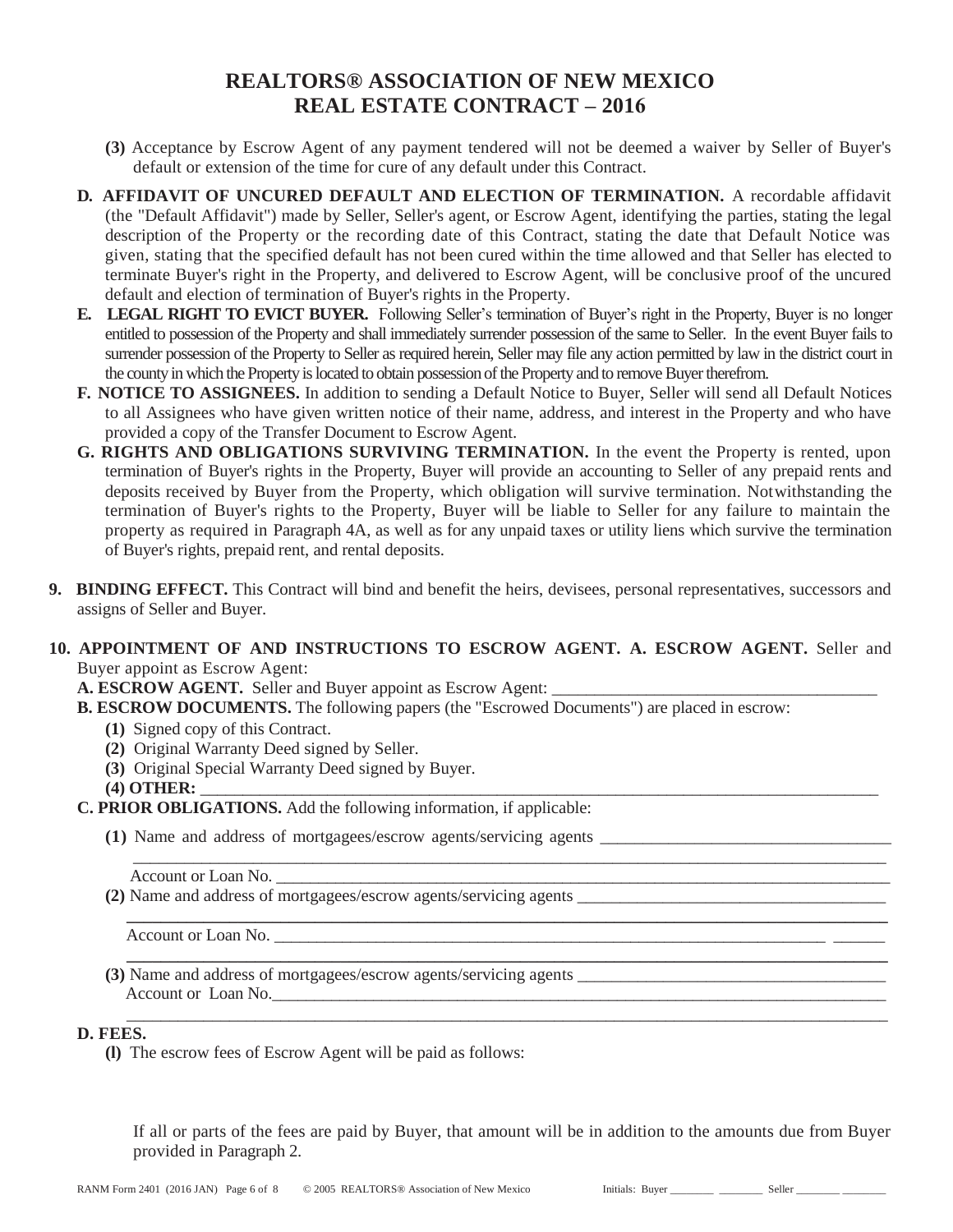# REALTORS® ASSOCIATION OF NEW MEXICO
# REAL ESTATE CONTRACT – 2016

**(3)** Acceptance by Escrow Agent of any payment tendered will not be deemed a waiver by Seller of Buyer's default or extension of the time for cure of any default under this Contract.

**D. AFFIDAVIT OF UNCURED DEFAULT AND ELECTION OF TERMINATION.** A recordable affidavit (the "Default Affidavit") made by Seller, Seller's agent, or Escrow Agent, identifying the parties, stating the legal description of the Property or the recording date of this Contract, stating the date that Default Notice was given, stating that the specified default has not been cured within the time allowed and that Seller has elected to terminate Buyer's right in the Property, and delivered to Escrow Agent, will be conclusive proof of the uncured default and election of termination of Buyer's rights in the Property.

**E. LEGAL RIGHT TO EVICT BUYER.** Following Seller's termination of Buyer's right in the Property, Buyer is no longer entitled to possession of the Property and shall immediately surrender possession of the same to Seller. In the event Buyer fails to surrender possession of the Property to Seller as required herein, Seller may file any action permitted by law in the district court in the county in which the Property is located to obtain possession of the Property and to remove Buyer therefrom.

**F. NOTICE TO ASSIGNEES.** In addition to sending a Default Notice to Buyer, Seller will send all Default Notices to all Assignees who have given written notice of their name, address, and interest in the Property and who have provided a copy of the Transfer Document to Escrow Agent.

**G. RIGHTS AND OBLIGATIONS SURVIVING TERMINATION.** In the event the Property is rented, upon termination of Buyer's rights in the Property, Buyer will provide an accounting to Seller of any prepaid rents and deposits received by Buyer from the Property, which obligation will survive termination. Notwithstanding the termination of Buyer's rights to the Property, Buyer will be liable to Seller for any failure to maintain the property as required in Paragraph 4A, as well as for any unpaid taxes or utility liens which survive the termination of Buyer's rights, prepaid rent, and rental deposits.

**9. BINDING EFFECT.** This Contract will bind and benefit the heirs, devisees, personal representatives, successors and assigns of Seller and Buyer.

**10. APPOINTMENT OF AND INSTRUCTIONS TO ESCROW AGENT. A. ESCROW AGENT.** Seller and Buyer appoint as Escrow Agent:

**A. ESCROW AGENT.** Seller and Buyer appoint as Escrow Agent: ______________________________________

**B. ESCROW DOCUMENTS.** The following papers (the "Escrowed Documents") are placed in escrow:

**(1)** Signed copy of this Contract.

**(2)** Original Warranty Deed signed by Seller.

**(3)** Original Special Warranty Deed signed by Buyer.

**(4) OTHER:** ____________________________________________________________________________

**C. PRIOR OBLIGATIONS.** Add the following information, if applicable:

**(1)** Name and address of mortgagees/escrow agents/servicing agents __________________________________
_____________________________________________________________________________________

Account or Loan No. __________________________________________________________________________

**(2)** Name and address of mortgagees/escrow agents/servicing agents ____________________________________
_____________________________________________________________________________________

Account or Loan No. ____________________________________________________________________ ______
_____________________________________________________________________________________

**(3)** Name and address of mortgagees/escrow agents/servicing agents ____________________________________

Account or Loan No.___________________________________________________________________________
_____________________________________________________________________________________

**D. FEES.**

**(l)** The escrow fees of Escrow Agent will be paid as follows:

If all or parts of the fees are paid by Buyer, that amount will be in addition to the amounts due from Buyer provided in Paragraph 2.

RANM Form 2401 (2016 JAN) © 2005 REALTORS® Association of New Mexico Initials: Buyer ________ ________ Seller ________ ________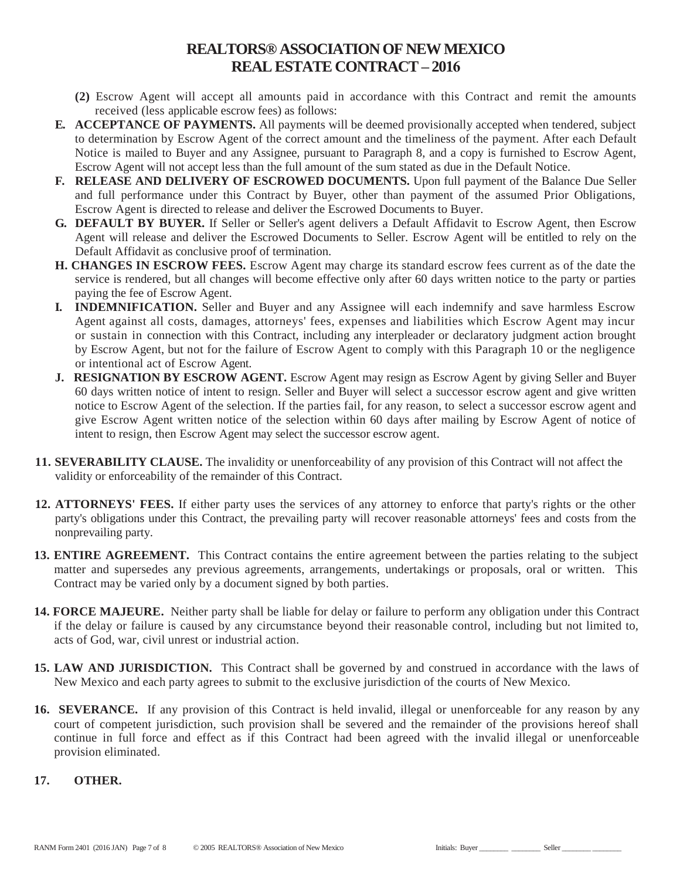# REALTORS® ASSOCIATION OF NEW MEXICO
# REAL ESTATE CONTRACT – 2016

**(2)** Escrow Agent will accept all amounts paid in accordance with this Contract and remit the amounts received (less applicable escrow fees) as follows:

**E. ACCEPTANCE OF PAYMENTS.** All payments will be deemed provisionally accepted when tendered, subject to determination by Escrow Agent of the correct amount and the timeliness of the payment. After each Default Notice is mailed to Buyer and any Assignee, pursuant to Paragraph 8, and a copy is furnished to Escrow Agent, Escrow Agent will not accept less than the full amount of the sum stated as due in the Default Notice.

**F. RELEASE AND DELIVERY OF ESCROWED DOCUMENTS.** Upon full payment of the Balance Due Seller and full performance under this Contract by Buyer, other than payment of the assumed Prior Obligations, Escrow Agent is directed to release and deliver the Escrowed Documents to Buyer.

**G. DEFAULT BY BUYER.** If Seller or Seller's agent delivers a Default Affidavit to Escrow Agent, then Escrow Agent will release and deliver the Escrowed Documents to Seller. Escrow Agent will be entitled to rely on the Default Affidavit as conclusive proof of termination.

**H. CHANGES IN ESCROW FEES.** Escrow Agent may charge its standard escrow fees current as of the date the service is rendered, but all changes will become effective only after 60 days written notice to the party or parties paying the fee of Escrow Agent.

**I. INDEMNIFICATION.** Seller and Buyer and any Assignee will each indemnify and save harmless Escrow Agent against all costs, damages, attorneys' fees, expenses and liabilities which Escrow Agent may incur or sustain in connection with this Contract, including any interpleader or declaratory judgment action brought by Escrow Agent, but not for the failure of Escrow Agent to comply with this Paragraph 10 or the negligence or intentional act of Escrow Agent.

**J. RESIGNATION BY ESCROW AGENT.** Escrow Agent may resign as Escrow Agent by giving Seller and Buyer 60 days written notice of intent to resign. Seller and Buyer will select a successor escrow agent and give written notice to Escrow Agent of the selection. If the parties fail, for any reason, to select a successor escrow agent and give Escrow Agent written notice of the selection within 60 days after mailing by Escrow Agent of notice of intent to resign, then Escrow Agent may select the successor escrow agent.

**11. SEVERABILITY CLAUSE.** The invalidity or unenforceability of any provision of this Contract will not affect the validity or enforceability of the remainder of this Contract.

**12. ATTORNEYS' FEES.** If either party uses the services of any attorney to enforce that party's rights or the other party's obligations under this Contract, the prevailing party will recover reasonable attorneys' fees and costs from the nonprevailing party.

**13. ENTIRE AGREEMENT.** This Contract contains the entire agreement between the parties relating to the subject matter and supersedes any previous agreements, arrangements, undertakings or proposals, oral or written. This Contract may be varied only by a document signed by both parties.

**14. FORCE MAJEURE.** Neither party shall be liable for delay or failure to perform any obligation under this Contract if the delay or failure is caused by any circumstance beyond their reasonable control, including but not limited to, acts of God, war, civil unrest or industrial action.

**15. LAW AND JURISDICTION.** This Contract shall be governed by and construed in accordance with the laws of New Mexico and each party agrees to submit to the exclusive jurisdiction of the courts of New Mexico.

**16. SEVERANCE.** If any provision of this Contract is held invalid, illegal or unenforceable for any reason by any court of competent jurisdiction, such provision shall be severed and the remainder of the provisions hereof shall continue in full force and effect as if this Contract had been agreed with the invalid illegal or unenforceable provision eliminated.

**17. OTHER.**

Initials: Buyer ________ ________ Seller ________ ________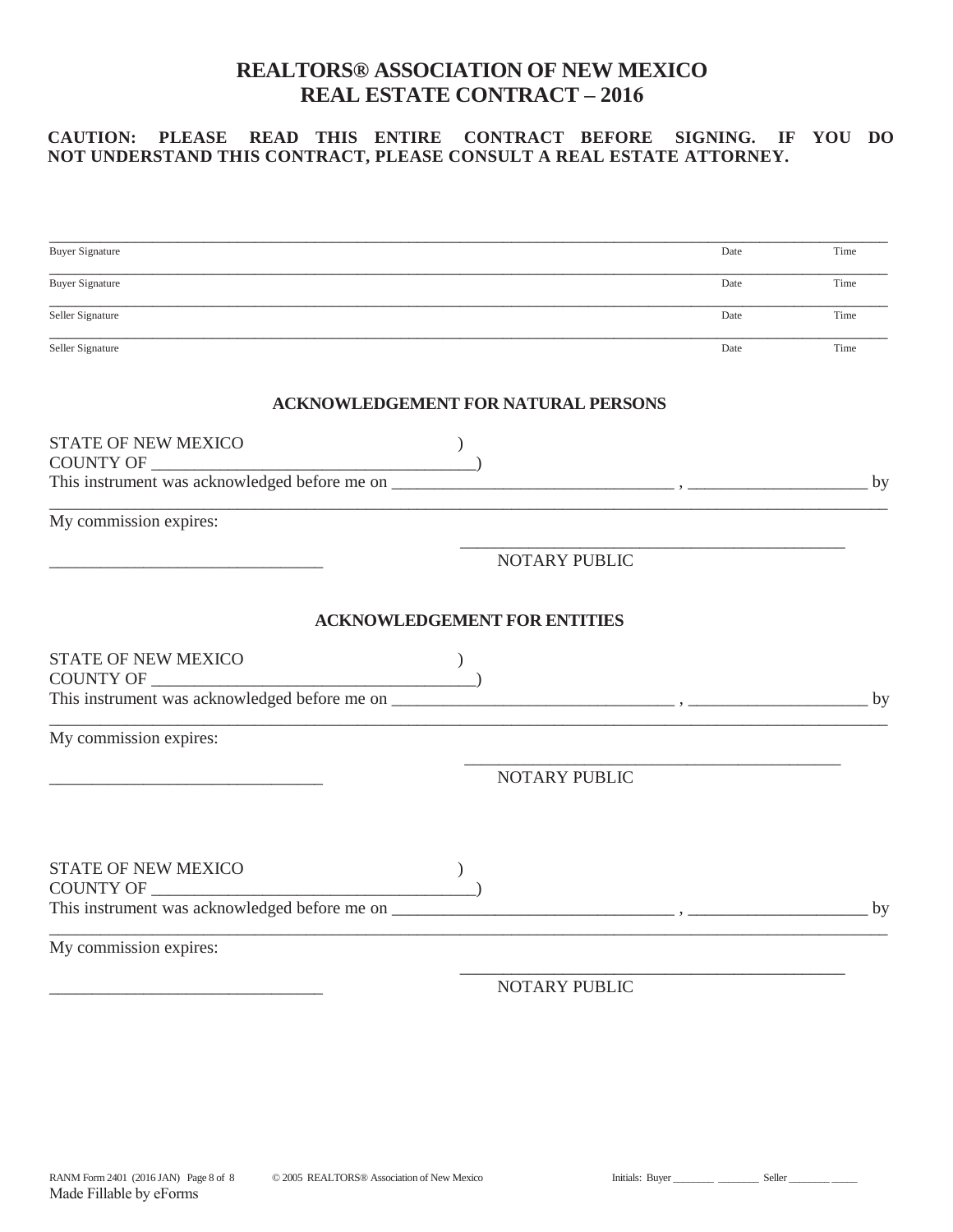# REALTORS® ASSOCIATION OF NEW MEXICO
# REAL ESTATE CONTRACT – 2016

**CAUTION: PLEASE READ THIS ENTIRE CONTRACT BEFORE SIGNING. IF YOU DO NOT UNDERSTAND THIS CONTRACT, PLEASE CONSULT A REAL ESTATE ATTORNEY.**

______________________________________________________________________
Buyer Signature                                                                 Date                 Time

______________________________________________________________________
Buyer Signature                                                                 Date                 Time

______________________________________________________________________
Seller Signature                                                                Date                 Time

______________________________________________________________________
Seller Signature                                                                Date                 Time

### ACKNOWLEDGEMENT FOR NATURAL PERSONS

STATE OF NEW MEXICO )
COUNTY OF _____________________________________)
This instrument was acknowledged before me on ________________________________ , ____________________ by
______________________________________________________________________
My commission expires:

______________________________          ____________________________________________
                                                                  NOTARY PUBLIC

### ACKNOWLEDGEMENT FOR ENTITIES

STATE OF NEW MEXICO )
COUNTY OF _____________________________________)
This instrument was acknowledged before me on ________________________________ , ____________________ by
______________________________________________________________________
My commission expires:

______________________________          ____________________________________________
                                                                  NOTARY PUBLIC

STATE OF NEW MEXICO )
COUNTY OF _____________________________________)
This instrument was acknowledged before me on ________________________________ , ____________________ by
______________________________________________________________________
My commission expires:

______________________________          ____________________________________________
                                                                  NOTARY PUBLIC

RANM Form 2401 (2016 JAN) © 2005 REALTORS® Association of New Mexico Initials: Buyer ________ ________ Seller ________ _____

Made Fillable by eForms